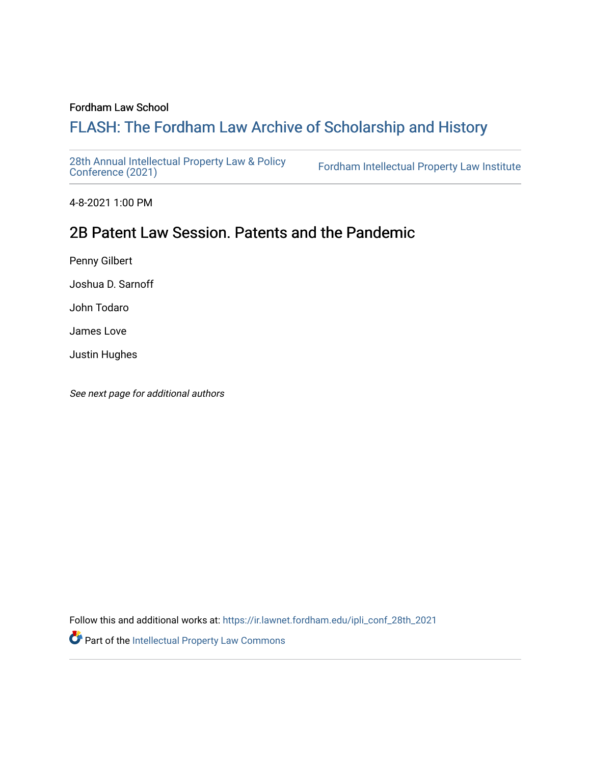Fordham Law School

# FLASH: The Fordham Law Archive of Scholarship and History

28th Annual Intellectual Property Law & Policy Conference (2021)

Fordham Intellectual Property Law Institute

4-8-2021 1:00 PM

## 2B Patent Law Session. Patents and the Pandemic

Penny Gilbert

Joshua D. Sarnoff

John Todaro

James Love

Justin Hughes

*See next page for additional authors*

Follow this and additional works at: https://ir.lawnet.fordham.edu/ipli_conf_28th_2021

Part of the Intellectual Property Law Commons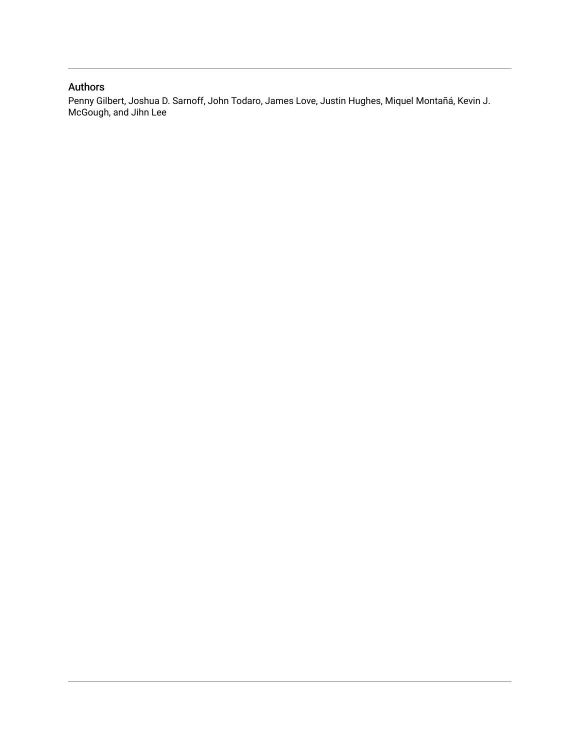## Authors

Penny Gilbert, Joshua D. Sarnoff, John Todaro, James Love, Justin Hughes, Miquel Montañá, Kevin J. McGough, and Jihn Lee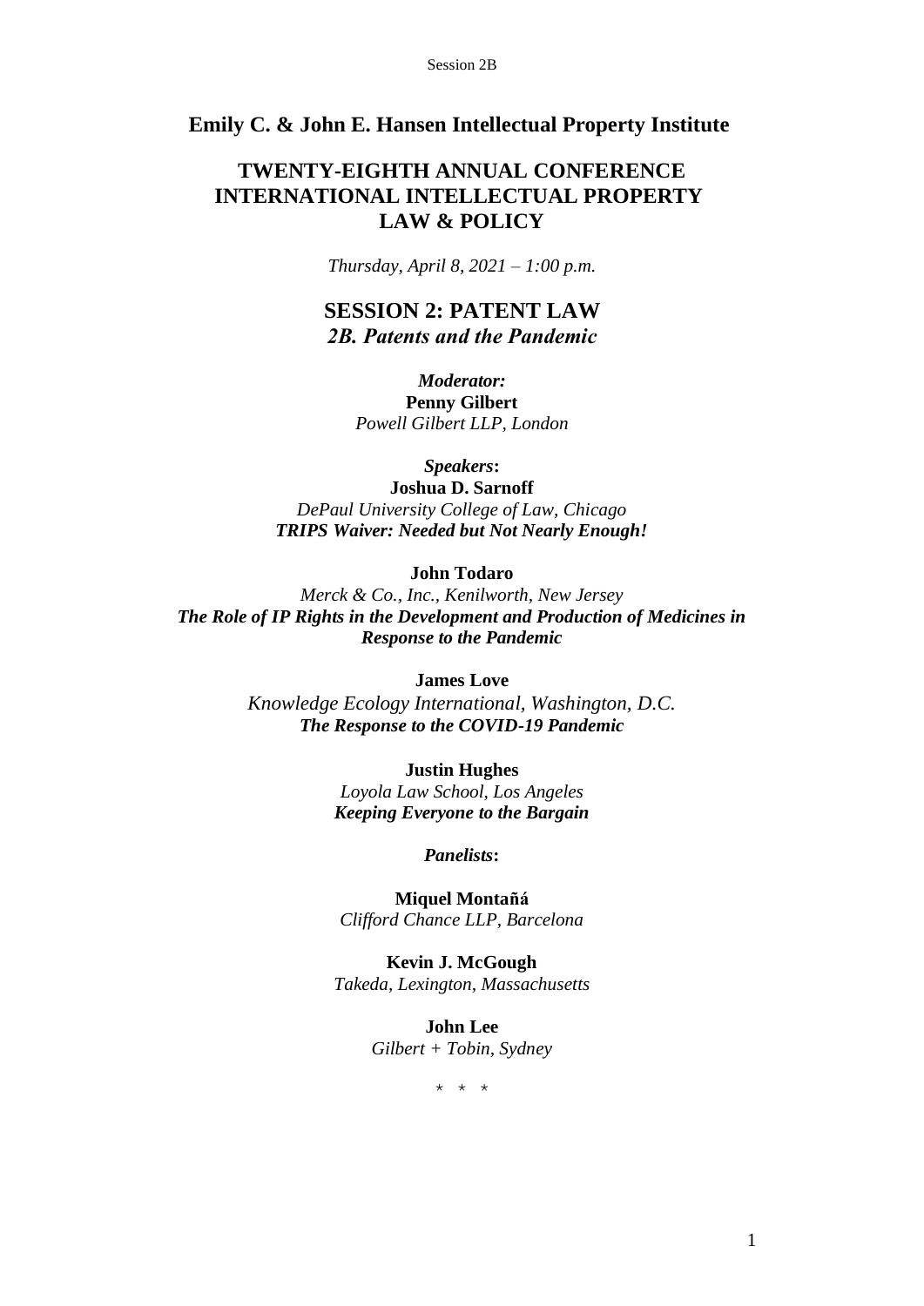## Emily C. & John E. Hansen Intellectual Property Institute

# TWENTY-EIGHTH ANNUAL CONFERENCE INTERNATIONAL INTELLECTUAL PROPERTY LAW & POLICY

*Thursday, April 8, 2021 – 1:00 p.m.*

## SESSION 2: PATENT LAW
### *2B. Patents and the Pandemic*

***Moderator:***
**Penny Gilbert**
*Powell Gilbert LLP, London*

***Speakers*:**

**Joshua D. Sarnoff**
*DePaul University College of Law, Chicago*
***TRIPS Waiver: Needed but Not Nearly Enough!***

**John Todaro**
*Merck & Co., Inc., Kenilworth, New Jersey*
***The Role of IP Rights in the Development and Production of Medicines in Response to the Pandemic***

**James Love**
*Knowledge Ecology International, Washington, D.C.*
***The Response to the COVID-19 Pandemic***

**Justin Hughes**
*Loyola Law School, Los Angeles*
***Keeping Everyone to the Bargain***

***Panelists*:**

**Miquel Montañá**
*Clifford Chance LLP, Barcelona*

**Kevin J. McGough**
*Takeda, Lexington, Massachusetts*

**John Lee**
*Gilbert + Tobin, Sydney*

\* \* \*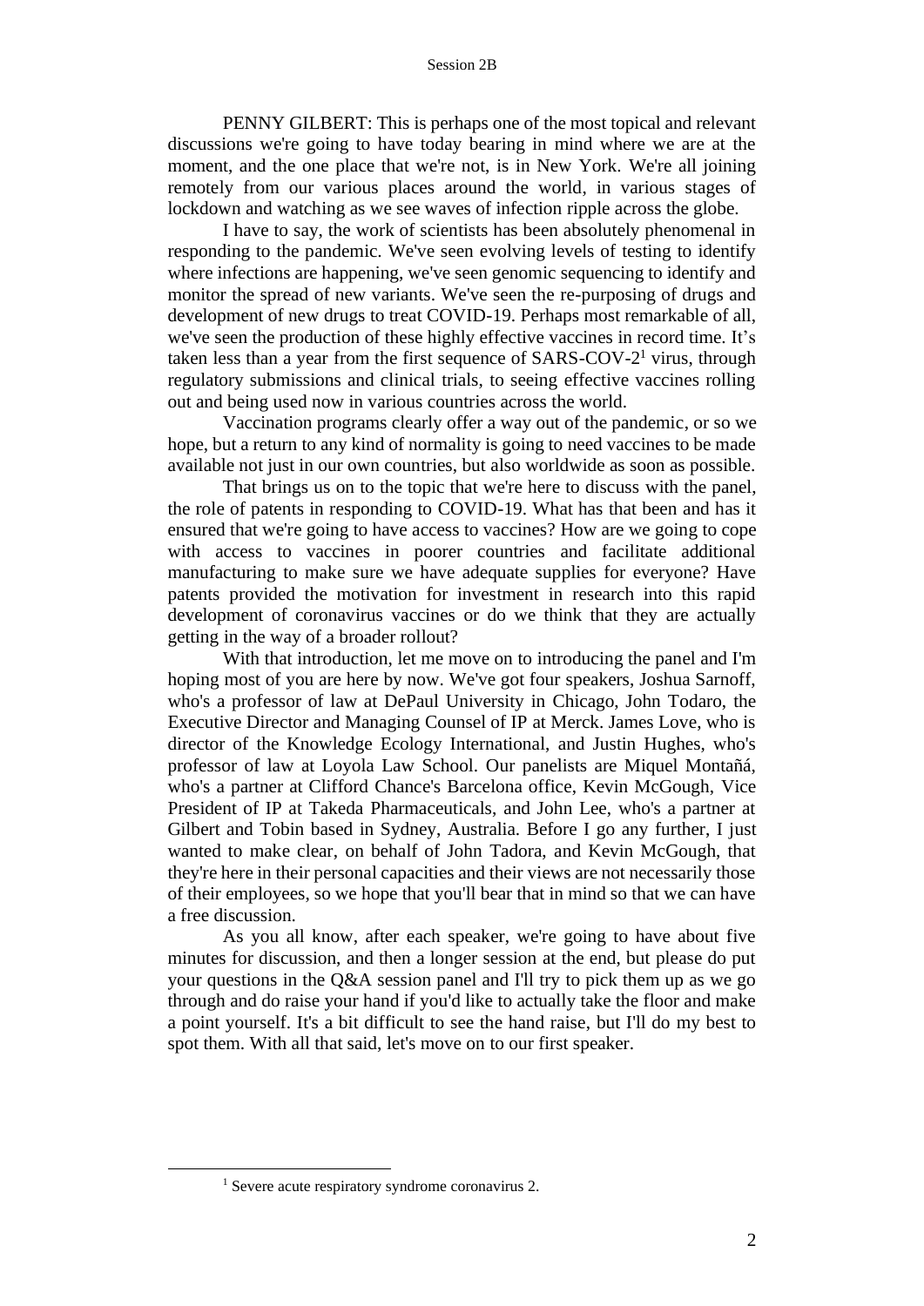PENNY GILBERT: This is perhaps one of the most topical and relevant discussions we're going to have today bearing in mind where we are at the moment, and the one place that we're not, is in New York. We're all joining remotely from our various places around the world, in various stages of lockdown and watching as we see waves of infection ripple across the globe.

I have to say, the work of scientists has been absolutely phenomenal in responding to the pandemic. We've seen evolving levels of testing to identify where infections are happening, we've seen genomic sequencing to identify and monitor the spread of new variants. We've seen the re-purposing of drugs and development of new drugs to treat COVID-19. Perhaps most remarkable of all, we've seen the production of these highly effective vaccines in record time. It's taken less than a year from the first sequence of SARS-COV-2[1] virus, through regulatory submissions and clinical trials, to seeing effective vaccines rolling out and being used now in various countries across the world.

Vaccination programs clearly offer a way out of the pandemic, or so we hope, but a return to any kind of normality is going to need vaccines to be made available not just in our own countries, but also worldwide as soon as possible.

That brings us on to the topic that we're here to discuss with the panel, the role of patents in responding to COVID-19. What has that been and has it ensured that we're going to have access to vaccines? How are we going to cope with access to vaccines in poorer countries and facilitate additional manufacturing to make sure we have adequate supplies for everyone? Have patents provided the motivation for investment in research into this rapid development of coronavirus vaccines or do we think that they are actually getting in the way of a broader rollout?

With that introduction, let me move on to introducing the panel and I'm hoping most of you are here by now. We've got four speakers, Joshua Sarnoff, who's a professor of law at DePaul University in Chicago, John Todaro, the Executive Director and Managing Counsel of IP at Merck. James Love, who is director of the Knowledge Ecology International, and Justin Hughes, who's professor of law at Loyola Law School. Our panelists are Miquel Montañá, who's a partner at Clifford Chance's Barcelona office, Kevin McGough, Vice President of IP at Takeda Pharmaceuticals, and John Lee, who's a partner at Gilbert and Tobin based in Sydney, Australia. Before I go any further, I just wanted to make clear, on behalf of John Tadora, and Kevin McGough, that they're here in their personal capacities and their views are not necessarily those of their employees, so we hope that you'll bear that in mind so that we can have a free discussion.

As you all know, after each speaker, we're going to have about five minutes for discussion, and then a longer session at the end, but please do put your questions in the Q&A session panel and I'll try to pick them up as we go through and do raise your hand if you'd like to actually take the floor and make a point yourself. It's a bit difficult to see the hand raise, but I'll do my best to spot them. With all that said, let's move on to our first speaker.

---

[1] Severe acute respiratory syndrome coronavirus 2.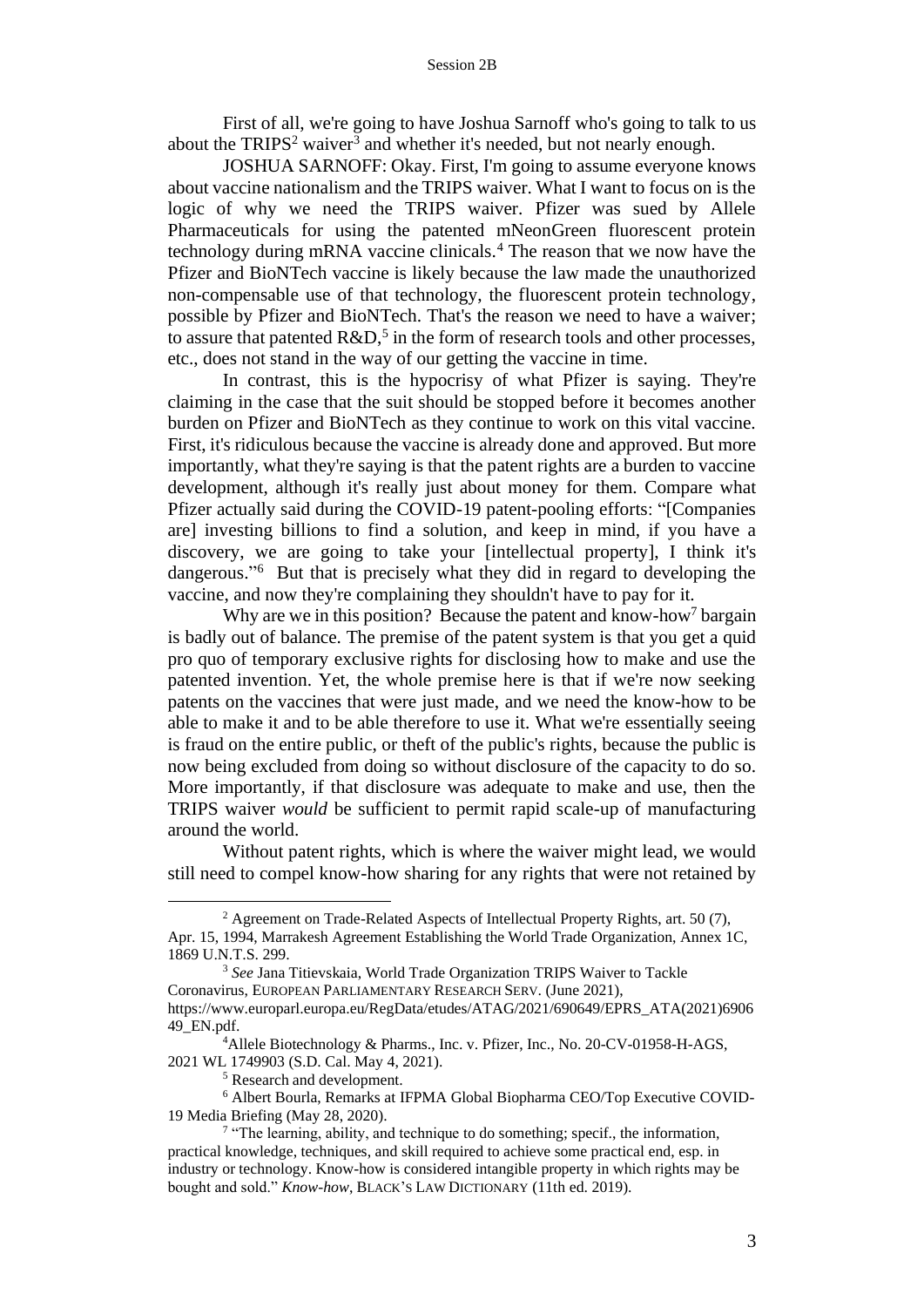First of all, we're going to have Joshua Sarnoff who's going to talk to us about the TRIPS[2] waiver[3] and whether it's needed, but not nearly enough.

JOSHUA SARNOFF: Okay. First, I'm going to assume everyone knows about vaccine nationalism and the TRIPS waiver. What I want to focus on is the logic of why we need the TRIPS waiver. Pfizer was sued by Allele Pharmaceuticals for using the patented mNeonGreen fluorescent protein technology during mRNA vaccine clinicals.[4] The reason that we now have the Pfizer and BioNTech vaccine is likely because the law made the unauthorized non-compensable use of that technology, the fluorescent protein technology, possible by Pfizer and BioNTech. That's the reason we need to have a waiver; to assure that patented R&D,[5] in the form of research tools and other processes, etc., does not stand in the way of our getting the vaccine in time.

In contrast, this is the hypocrisy of what Pfizer is saying. They're claiming in the case that the suit should be stopped before it becomes another burden on Pfizer and BioNTech as they continue to work on this vital vaccine. First, it's ridiculous because the vaccine is already done and approved. But more importantly, what they're saying is that the patent rights are a burden to vaccine development, although it's really just about money for them. Compare what Pfizer actually said during the COVID-19 patent-pooling efforts: "[Companies are] investing billions to find a solution, and keep in mind, if you have a discovery, we are going to take your [intellectual property], I think it's dangerous."[6] But that is precisely what they did in regard to developing the vaccine, and now they're complaining they shouldn't have to pay for it.

Why are we in this position? Because the patent and know-how[7] bargain is badly out of balance. The premise of the patent system is that you get a quid pro quo of temporary exclusive rights for disclosing how to make and use the patented invention. Yet, the whole premise here is that if we're now seeking patents on the vaccines that were just made, and we need the know-how to be able to make it and to be able therefore to use it. What we're essentially seeing is fraud on the entire public, or theft of the public's rights, because the public is now being excluded from doing so without disclosure of the capacity to do so. More importantly, if that disclosure was adequate to make and use, then the TRIPS waiver *would* be sufficient to permit rapid scale-up of manufacturing around the world.

Without patent rights, which is where the waiver might lead, we would still need to compel know-how sharing for any rights that were not retained by

---

[2] Agreement on Trade-Related Aspects of Intellectual Property Rights, art. 50 (7), Apr. 15, 1994, Marrakesh Agreement Establishing the World Trade Organization, Annex 1C, 1869 U.N.T.S. 299.

[3] *See* Jana Titievskaia, World Trade Organization TRIPS Waiver to Tackle Coronavirus, EUROPEAN PARLIAMENTARY RESEARCH SERV. (June 2021), https://www.europarl.europa.eu/RegData/etudes/ATAG/2021/690649/EPRS_ATA(2021)690649_EN.pdf.

[4] Allele Biotechnology & Pharms., Inc. v. Pfizer, Inc., No. 20-CV-01958-H-AGS, 2021 WL 1749903 (S.D. Cal. May 4, 2021).

[5] Research and development.

[6] Albert Bourla, Remarks at IFPMA Global Biopharma CEO/Top Executive COVID-19 Media Briefing (May 28, 2020).

[7] "The learning, ability, and technique to do something; specif., the information, practical knowledge, techniques, and skill required to achieve some practical end, esp. in industry or technology. Know-how is considered intangible property in which rights may be bought and sold." *Know-how*, BLACK'S LAW DICTIONARY (11th ed. 2019).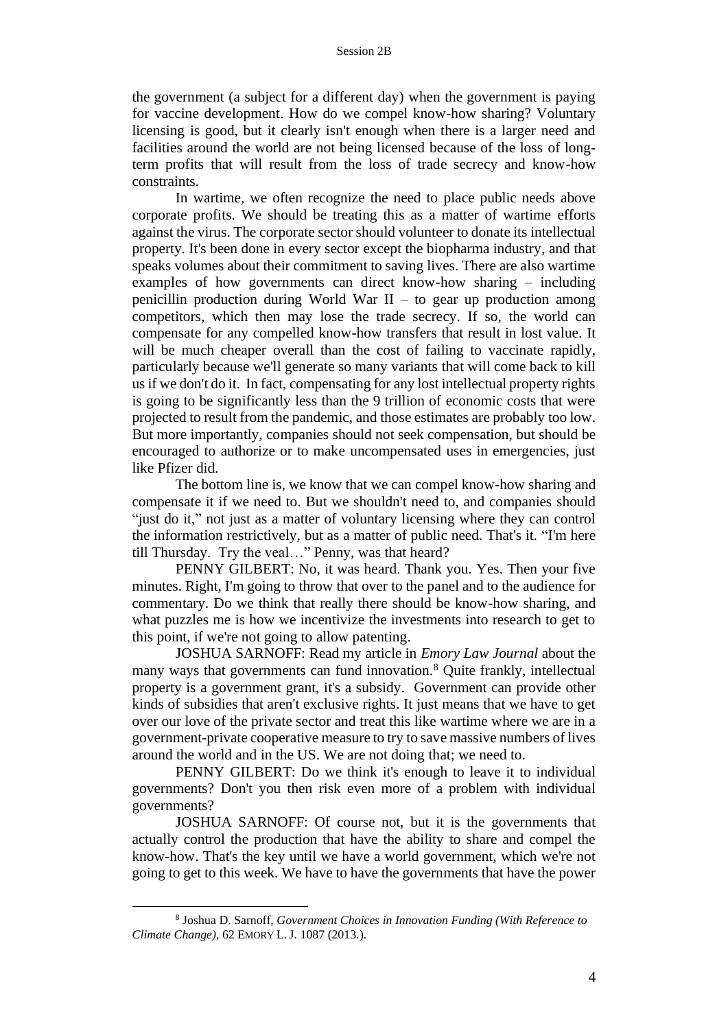the government (a subject for a different day) when the government is paying for vaccine development. How do we compel know-how sharing? Voluntary licensing is good, but it clearly isn't enough when there is a larger need and facilities around the world are not being licensed because of the loss of long-term profits that will result from the loss of trade secrecy and know-how constraints.

In wartime, we often recognize the need to place public needs above corporate profits. We should be treating this as a matter of wartime efforts against the virus. The corporate sector should volunteer to donate its intellectual property. It's been done in every sector except the biopharma industry, and that speaks volumes about their commitment to saving lives. There are also wartime examples of how governments can direct know-how sharing – including penicillin production during World War II – to gear up production among competitors, which then may lose the trade secrecy. If so, the world can compensate for any compelled know-how transfers that result in lost value. It will be much cheaper overall than the cost of failing to vaccinate rapidly, particularly because we'll generate so many variants that will come back to kill us if we don't do it. In fact, compensating for any lost intellectual property rights is going to be significantly less than the 9 trillion of economic costs that were projected to result from the pandemic, and those estimates are probably too low. But more importantly, companies should not seek compensation, but should be encouraged to authorize or to make uncompensated uses in emergencies, just like Pfizer did.

The bottom line is, we know that we can compel know-how sharing and compensate it if we need to. But we shouldn't need to, and companies should "just do it," not just as a matter of voluntary licensing where they can control the information restrictively, but as a matter of public need. That's it. "I'm here till Thursday. Try the veal…" Penny, was that heard?

PENNY GILBERT: No, it was heard. Thank you. Yes. Then your five minutes. Right, I'm going to throw that over to the panel and to the audience for commentary. Do we think that really there should be know-how sharing, and what puzzles me is how we incentivize the investments into research to get to this point, if we're not going to allow patenting.

JOSHUA SARNOFF: Read my article in *Emory Law Journal* about the many ways that governments can fund innovation.[8] Quite frankly, intellectual property is a government grant, it's a subsidy. Government can provide other kinds of subsidies that aren't exclusive rights. It just means that we have to get over our love of the private sector and treat this like wartime where we are in a government-private cooperative measure to try to save massive numbers of lives around the world and in the US. We are not doing that; we need to.

PENNY GILBERT: Do we think it's enough to leave it to individual governments? Don't you then risk even more of a problem with individual governments?

JOSHUA SARNOFF: Of course not, but it is the governments that actually control the production that have the ability to share and compel the know-how. That's the key until we have a world government, which we're not going to get to this week. We have to have the governments that have the power

---

[8] Joshua D. Sarnoff, *Government Choices in Innovation Funding (With Reference to Climate Change)*, 62 EMORY L. J. 1087 (2013.).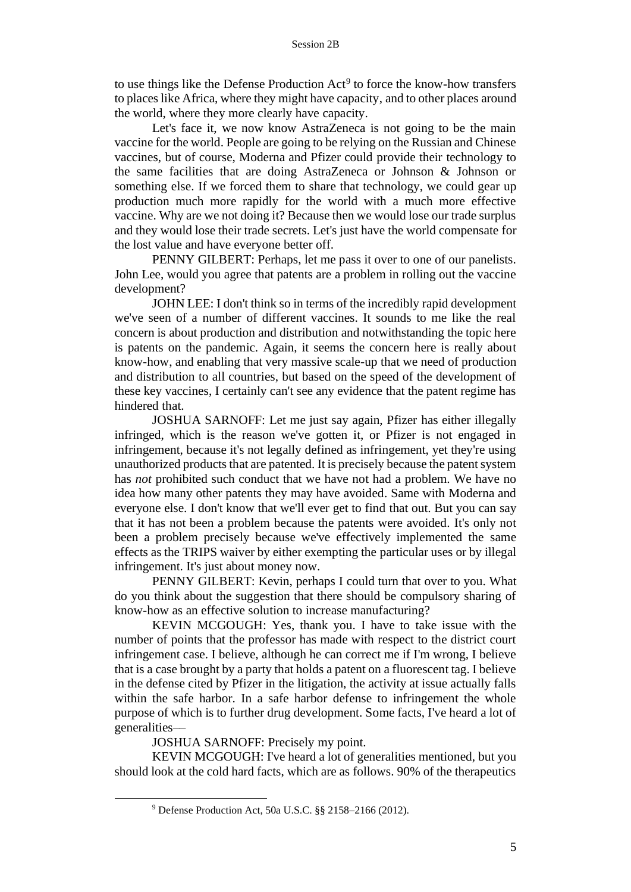to use things like the Defense Production Act[9] to force the know-how transfers to places like Africa, where they might have capacity, and to other places around the world, where they more clearly have capacity.

Let's face it, we now know AstraZeneca is not going to be the main vaccine for the world. People are going to be relying on the Russian and Chinese vaccines, but of course, Moderna and Pfizer could provide their technology to the same facilities that are doing AstraZeneca or Johnson & Johnson or something else. If we forced them to share that technology, we could gear up production much more rapidly for the world with a much more effective vaccine. Why are we not doing it? Because then we would lose our trade surplus and they would lose their trade secrets. Let's just have the world compensate for the lost value and have everyone better off.

PENNY GILBERT: Perhaps, let me pass it over to one of our panelists. John Lee, would you agree that patents are a problem in rolling out the vaccine development?

JOHN LEE: I don't think so in terms of the incredibly rapid development we've seen of a number of different vaccines. It sounds to me like the real concern is about production and distribution and notwithstanding the topic here is patents on the pandemic. Again, it seems the concern here is really about know-how, and enabling that very massive scale-up that we need of production and distribution to all countries, but based on the speed of the development of these key vaccines, I certainly can't see any evidence that the patent regime has hindered that.

JOSHUA SARNOFF: Let me just say again, Pfizer has either illegally infringed, which is the reason we've gotten it, or Pfizer is not engaged in infringement, because it's not legally defined as infringement, yet they're using unauthorized products that are patented. It is precisely because the patent system has *not* prohibited such conduct that we have not had a problem. We have no idea how many other patents they may have avoided. Same with Moderna and everyone else. I don't know that we'll ever get to find that out. But you can say that it has not been a problem because the patents were avoided. It's only not been a problem precisely because we've effectively implemented the same effects as the TRIPS waiver by either exempting the particular uses or by illegal infringement. It's just about money now.

PENNY GILBERT: Kevin, perhaps I could turn that over to you. What do you think about the suggestion that there should be compulsory sharing of know-how as an effective solution to increase manufacturing?

KEVIN MCGOUGH: Yes, thank you. I have to take issue with the number of points that the professor has made with respect to the district court infringement case. I believe, although he can correct me if I'm wrong, I believe that is a case brought by a party that holds a patent on a fluorescent tag. I believe in the defense cited by Pfizer in the litigation, the activity at issue actually falls within the safe harbor. In a safe harbor defense to infringement the whole purpose of which is to further drug development. Some facts, I've heard a lot of generalities—

JOSHUA SARNOFF: Precisely my point.

KEVIN MCGOUGH: I've heard a lot of generalities mentioned, but you should look at the cold hard facts, which are as follows. 90% of the therapeutics

---

[9] Defense Production Act, 50a U.S.C. §§ 2158–2166 (2012).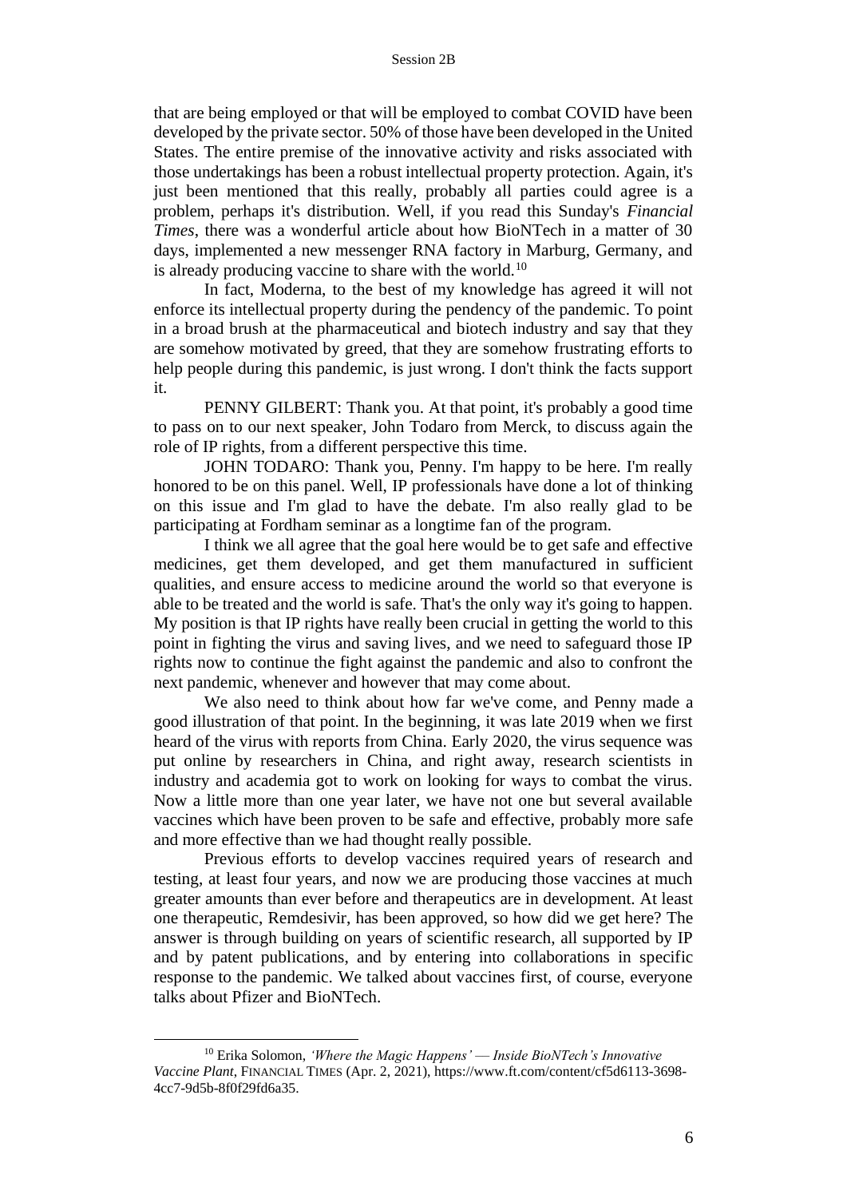that are being employed or that will be employed to combat COVID have been developed by the private sector. 50% of those have been developed in the United States. The entire premise of the innovative activity and risks associated with those undertakings has been a robust intellectual property protection. Again, it's just been mentioned that this really, probably all parties could agree is a problem, perhaps it's distribution. Well, if you read this Sunday's *Financial Times*, there was a wonderful article about how BioNTech in a matter of 30 days, implemented a new messenger RNA factory in Marburg, Germany, and is already producing vaccine to share with the world.[10]

In fact, Moderna, to the best of my knowledge has agreed it will not enforce its intellectual property during the pendency of the pandemic. To point in a broad brush at the pharmaceutical and biotech industry and say that they are somehow motivated by greed, that they are somehow frustrating efforts to help people during this pandemic, is just wrong. I don't think the facts support it.

PENNY GILBERT: Thank you. At that point, it's probably a good time to pass on to our next speaker, John Todaro from Merck, to discuss again the role of IP rights, from a different perspective this time.

JOHN TODARO: Thank you, Penny. I'm happy to be here. I'm really honored to be on this panel. Well, IP professionals have done a lot of thinking on this issue and I'm glad to have the debate. I'm also really glad to be participating at Fordham seminar as a longtime fan of the program.

I think we all agree that the goal here would be to get safe and effective medicines, get them developed, and get them manufactured in sufficient qualities, and ensure access to medicine around the world so that everyone is able to be treated and the world is safe. That's the only way it's going to happen. My position is that IP rights have really been crucial in getting the world to this point in fighting the virus and saving lives, and we need to safeguard those IP rights now to continue the fight against the pandemic and also to confront the next pandemic, whenever and however that may come about.

We also need to think about how far we've come, and Penny made a good illustration of that point. In the beginning, it was late 2019 when we first heard of the virus with reports from China. Early 2020, the virus sequence was put online by researchers in China, and right away, research scientists in industry and academia got to work on looking for ways to combat the virus. Now a little more than one year later, we have not one but several available vaccines which have been proven to be safe and effective, probably more safe and more effective than we had thought really possible.

Previous efforts to develop vaccines required years of research and testing, at least four years, and now we are producing those vaccines at much greater amounts than ever before and therapeutics are in development. At least one therapeutic, Remdesivir, has been approved, so how did we get here? The answer is through building on years of scientific research, all supported by IP and by patent publications, and by entering into collaborations in specific response to the pandemic. We talked about vaccines first, of course, everyone talks about Pfizer and BioNTech.

[10] Erika Solomon, *'Where the Magic Happens' — Inside BioNTech's Innovative Vaccine Plant*, FINANCIAL TIMES (Apr. 2, 2021), https://www.ft.com/content/cf5d6113-3698-4cc7-9d5b-8f0f29fd6a35.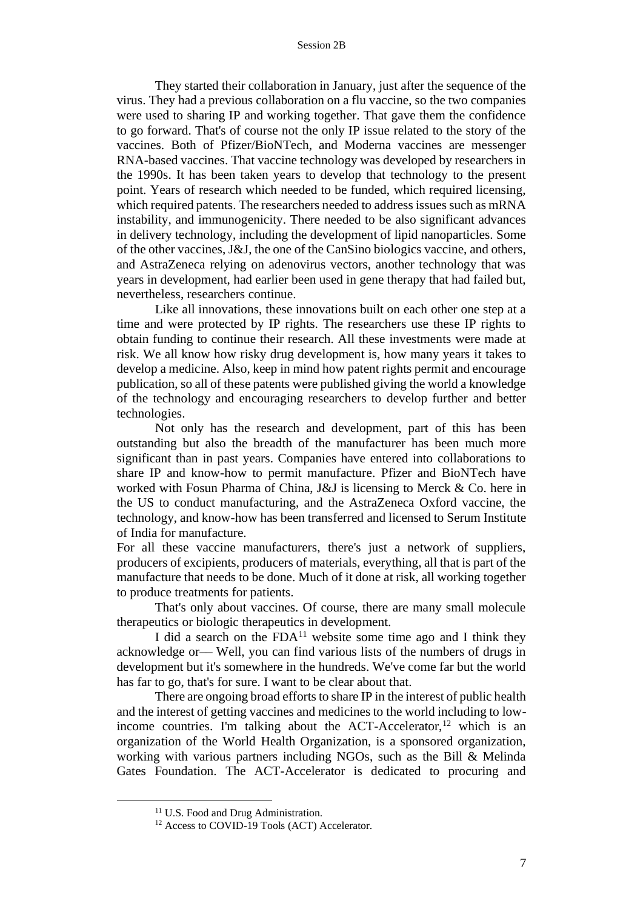They started their collaboration in January, just after the sequence of the virus. They had a previous collaboration on a flu vaccine, so the two companies were used to sharing IP and working together. That gave them the confidence to go forward. That's of course not the only IP issue related to the story of the vaccines. Both of Pfizer/BioNTech, and Moderna vaccines are messenger RNA-based vaccines. That vaccine technology was developed by researchers in the 1990s. It has been taken years to develop that technology to the present point. Years of research which needed to be funded, which required licensing, which required patents. The researchers needed to address issues such as mRNA instability, and immunogenicity. There needed to be also significant advances in delivery technology, including the development of lipid nanoparticles. Some of the other vaccines, J&J, the one of the CanSino biologics vaccine, and others, and AstraZeneca relying on adenovirus vectors, another technology that was years in development, had earlier been used in gene therapy that had failed but, nevertheless, researchers continue.

Like all innovations, these innovations built on each other one step at a time and were protected by IP rights. The researchers use these IP rights to obtain funding to continue their research. All these investments were made at risk. We all know how risky drug development is, how many years it takes to develop a medicine. Also, keep in mind how patent rights permit and encourage publication, so all of these patents were published giving the world a knowledge of the technology and encouraging researchers to develop further and better technologies.

Not only has the research and development, part of this has been outstanding but also the breadth of the manufacturer has been much more significant than in past years. Companies have entered into collaborations to share IP and know-how to permit manufacture. Pfizer and BioNTech have worked with Fosun Pharma of China, J&J is licensing to Merck & Co. here in the US to conduct manufacturing, and the AstraZeneca Oxford vaccine, the technology, and know-how has been transferred and licensed to Serum Institute of India for manufacture.

For all these vaccine manufacturers, there's just a network of suppliers, producers of excipients, producers of materials, everything, all that is part of the manufacture that needs to be done. Much of it done at risk, all working together to produce treatments for patients.

That's only about vaccines. Of course, there are many small molecule therapeutics or biologic therapeutics in development.

I did a search on the FDA[11] website some time ago and I think they acknowledge or— Well, you can find various lists of the numbers of drugs in development but it's somewhere in the hundreds. We've come far but the world has far to go, that's for sure. I want to be clear about that.

There are ongoing broad efforts to share IP in the interest of public health and the interest of getting vaccines and medicines to the world including to low-income countries. I'm talking about the ACT-Accelerator,[12] which is an organization of the World Health Organization, is a sponsored organization, working with various partners including NGOs, such as the Bill & Melinda Gates Foundation. The ACT-Accelerator is dedicated to procuring and

[11] U.S. Food and Drug Administration.

[12] Access to COVID-19 Tools (ACT) Accelerator.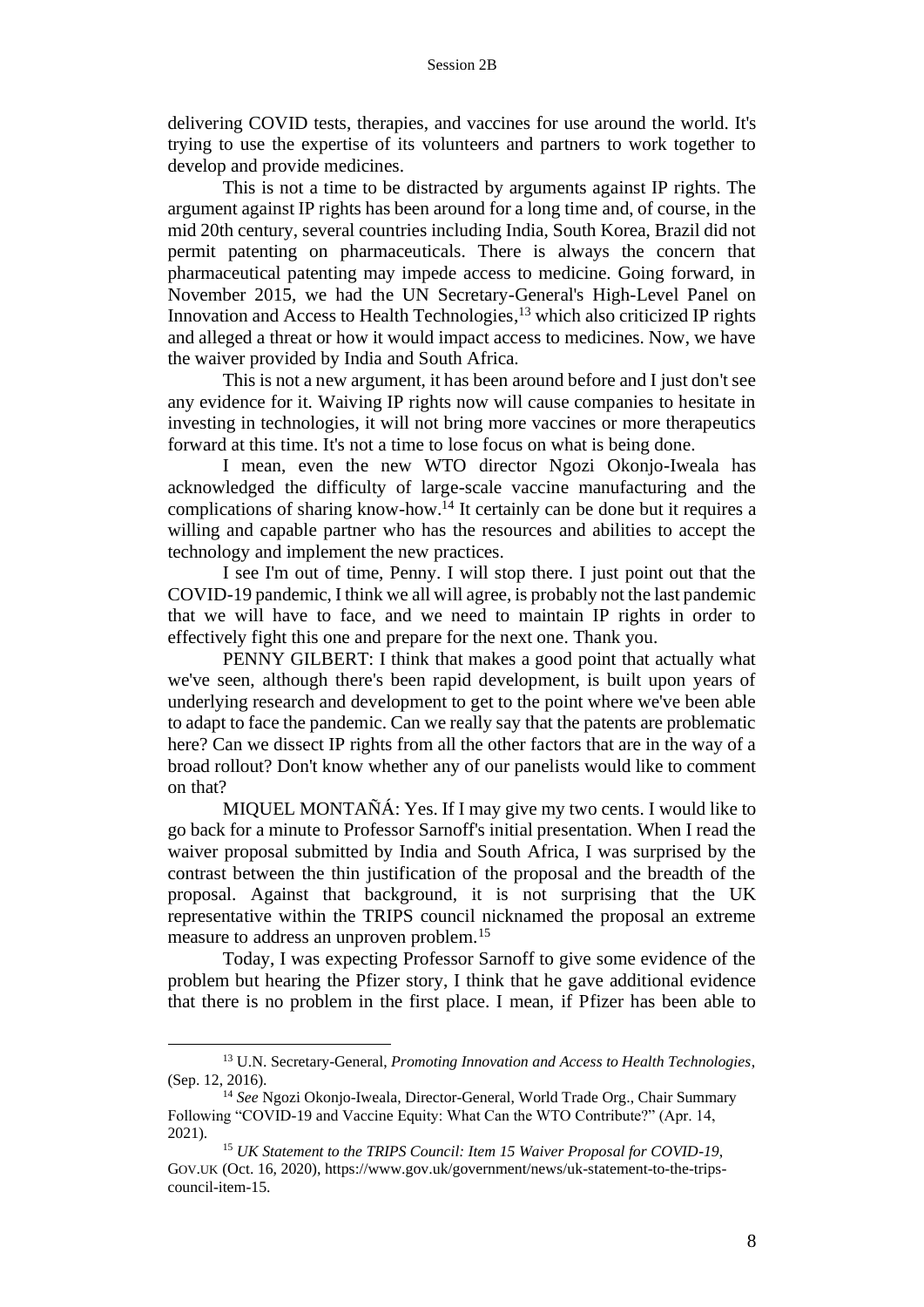delivering COVID tests, therapies, and vaccines for use around the world. It's trying to use the expertise of its volunteers and partners to work together to develop and provide medicines.

This is not a time to be distracted by arguments against IP rights. The argument against IP rights has been around for a long time and, of course, in the mid 20th century, several countries including India, South Korea, Brazil did not permit patenting on pharmaceuticals. There is always the concern that pharmaceutical patenting may impede access to medicine. Going forward, in November 2015, we had the UN Secretary-General's High-Level Panel on Innovation and Access to Health Technologies,[13] which also criticized IP rights and alleged a threat or how it would impact access to medicines. Now, we have the waiver provided by India and South Africa.

This is not a new argument, it has been around before and I just don't see any evidence for it. Waiving IP rights now will cause companies to hesitate in investing in technologies, it will not bring more vaccines or more therapeutics forward at this time. It's not a time to lose focus on what is being done.

I mean, even the new WTO director Ngozi Okonjo-Iweala has acknowledged the difficulty of large-scale vaccine manufacturing and the complications of sharing know-how.[14] It certainly can be done but it requires a willing and capable partner who has the resources and abilities to accept the technology and implement the new practices.

I see I'm out of time, Penny. I will stop there. I just point out that the COVID-19 pandemic, I think we all will agree, is probably not the last pandemic that we will have to face, and we need to maintain IP rights in order to effectively fight this one and prepare for the next one. Thank you.

PENNY GILBERT: I think that makes a good point that actually what we've seen, although there's been rapid development, is built upon years of underlying research and development to get to the point where we've been able to adapt to face the pandemic. Can we really say that the patents are problematic here? Can we dissect IP rights from all the other factors that are in the way of a broad rollout? Don't know whether any of our panelists would like to comment on that?

MIQUEL MONTAÑÁ: Yes. If I may give my two cents. I would like to go back for a minute to Professor Sarnoff's initial presentation. When I read the waiver proposal submitted by India and South Africa, I was surprised by the contrast between the thin justification of the proposal and the breadth of the proposal. Against that background, it is not surprising that the UK representative within the TRIPS council nicknamed the proposal an extreme measure to address an unproven problem.[15]

Today, I was expecting Professor Sarnoff to give some evidence of the problem but hearing the Pfizer story, I think that he gave additional evidence that there is no problem in the first place. I mean, if Pfizer has been able to

---

[13] U.N. Secretary-General, *Promoting Innovation and Access to Health Technologies*, (Sep. 12, 2016).

[14] *See* Ngozi Okonjo-Iweala, Director-General, World Trade Org., Chair Summary Following "COVID-19 and Vaccine Equity: What Can the WTO Contribute?" (Apr. 14, 2021).

[15] *UK Statement to the TRIPS Council: Item 15 Waiver Proposal for COVID-19*, GOV.UK (Oct. 16, 2020), https://www.gov.uk/government/news/uk-statement-to-the-trips-council-item-15.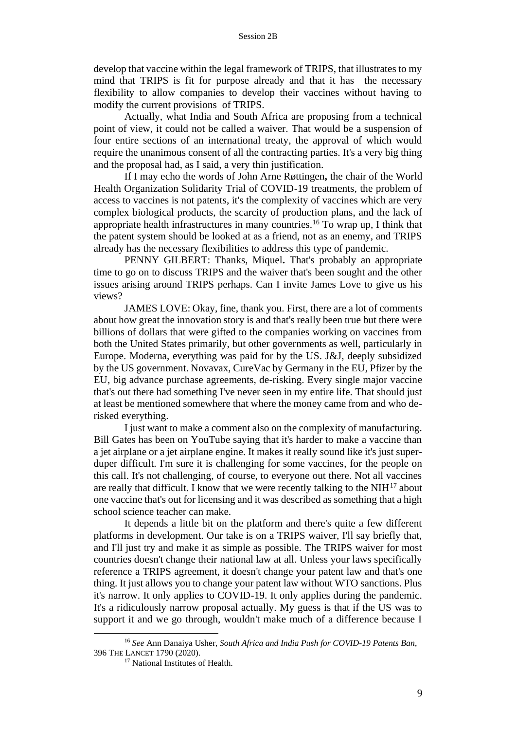develop that vaccine within the legal framework of TRIPS, that illustrates to my mind that TRIPS is fit for purpose already and that it has the necessary flexibility to allow companies to develop their vaccines without having to modify the current provisions of TRIPS.

Actually, what India and South Africa are proposing from a technical point of view, it could not be called a waiver. That would be a suspension of four entire sections of an international treaty, the approval of which would require the unanimous consent of all the contracting parties. It's a very big thing and the proposal had, as I said, a very thin justification.

If I may echo the words of John Arne Røttingen**,** the chair of the World Health Organization Solidarity Trial of COVID-19 treatments, the problem of access to vaccines is not patents, it's the complexity of vaccines which are very complex biological products, the scarcity of production plans, and the lack of appropriate health infrastructures in many countries.[16] To wrap up, I think that the patent system should be looked at as a friend, not as an enemy, and TRIPS already has the necessary flexibilities to address this type of pandemic.

PENNY GILBERT: Thanks, Miquel**.** That's probably an appropriate time to go on to discuss TRIPS and the waiver that's been sought and the other issues arising around TRIPS perhaps. Can I invite James Love to give us his views?

JAMES LOVE: Okay, fine, thank you. First, there are a lot of comments about how great the innovation story is and that's really been true but there were billions of dollars that were gifted to the companies working on vaccines from both the United States primarily, but other governments as well, particularly in Europe. Moderna, everything was paid for by the US. J&J, deeply subsidized by the US government. Novavax, CureVac by Germany in the EU, Pfizer by the EU, big advance purchase agreements, de-risking. Every single major vaccine that's out there had something I've never seen in my entire life. That should just at least be mentioned somewhere that where the money came from and who de-risked everything.

I just want to make a comment also on the complexity of manufacturing. Bill Gates has been on YouTube saying that it's harder to make a vaccine than a jet airplane or a jet airplane engine. It makes it really sound like it's just super-duper difficult. I'm sure it is challenging for some vaccines, for the people on this call. It's not challenging, of course, to everyone out there. Not all vaccines are really that difficult. I know that we were recently talking to the NIH[17] about one vaccine that's out for licensing and it was described as something that a high school science teacher can make.

It depends a little bit on the platform and there's quite a few different platforms in development. Our take is on a TRIPS waiver, I'll say briefly that, and I'll just try and make it as simple as possible. The TRIPS waiver for most countries doesn't change their national law at all. Unless your laws specifically reference a TRIPS agreement, it doesn't change your patent law and that's one thing. It just allows you to change your patent law without WTO sanctions. Plus it's narrow. It only applies to COVID-19. It only applies during the pandemic. It's a ridiculously narrow proposal actually. My guess is that if the US was to support it and we go through, wouldn't make much of a difference because I

---

[16] *See* Ann Danaiya Usher, *South Africa and India Push for COVID-19 Patents Ban*, 396 THE LANCET 1790 (2020).

[17] National Institutes of Health.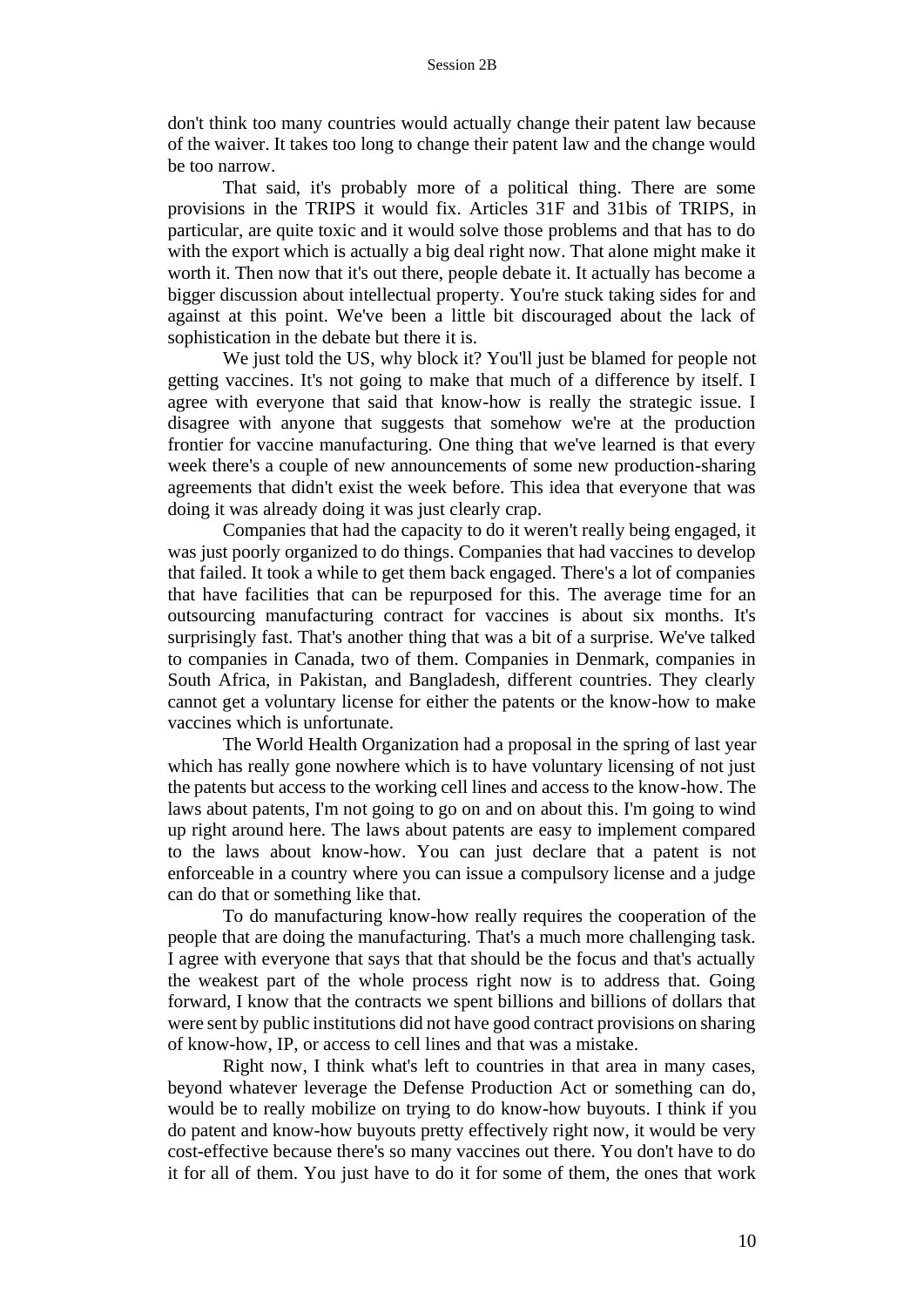don't think too many countries would actually change their patent law because of the waiver. It takes too long to change their patent law and the change would be too narrow.

That said, it's probably more of a political thing. There are some provisions in the TRIPS it would fix. Articles 31F and 31bis of TRIPS, in particular, are quite toxic and it would solve those problems and that has to do with the export which is actually a big deal right now. That alone might make it worth it. Then now that it's out there, people debate it. It actually has become a bigger discussion about intellectual property. You're stuck taking sides for and against at this point. We've been a little bit discouraged about the lack of sophistication in the debate but there it is.

We just told the US, why block it? You'll just be blamed for people not getting vaccines. It's not going to make that much of a difference by itself. I agree with everyone that said that know-how is really the strategic issue. I disagree with anyone that suggests that somehow we're at the production frontier for vaccine manufacturing. One thing that we've learned is that every week there's a couple of new announcements of some new production-sharing agreements that didn't exist the week before. This idea that everyone that was doing it was already doing it was just clearly crap.

Companies that had the capacity to do it weren't really being engaged, it was just poorly organized to do things. Companies that had vaccines to develop that failed. It took a while to get them back engaged. There's a lot of companies that have facilities that can be repurposed for this. The average time for an outsourcing manufacturing contract for vaccines is about six months. It's surprisingly fast. That's another thing that was a bit of a surprise. We've talked to companies in Canada, two of them. Companies in Denmark, companies in South Africa, in Pakistan, and Bangladesh, different countries. They clearly cannot get a voluntary license for either the patents or the know-how to make vaccines which is unfortunate.

The World Health Organization had a proposal in the spring of last year which has really gone nowhere which is to have voluntary licensing of not just the patents but access to the working cell lines and access to the know-how. The laws about patents, I'm not going to go on and on about this. I'm going to wind up right around here. The laws about patents are easy to implement compared to the laws about know-how. You can just declare that a patent is not enforceable in a country where you can issue a compulsory license and a judge can do that or something like that.

To do manufacturing know-how really requires the cooperation of the people that are doing the manufacturing. That's a much more challenging task. I agree with everyone that says that that should be the focus and that's actually the weakest part of the whole process right now is to address that. Going forward, I know that the contracts we spent billions and billions of dollars that were sent by public institutions did not have good contract provisions on sharing of know-how, IP, or access to cell lines and that was a mistake.

Right now, I think what's left to countries in that area in many cases, beyond whatever leverage the Defense Production Act or something can do, would be to really mobilize on trying to do know-how buyouts. I think if you do patent and know-how buyouts pretty effectively right now, it would be very cost-effective because there's so many vaccines out there. You don't have to do it for all of them. You just have to do it for some of them, the ones that work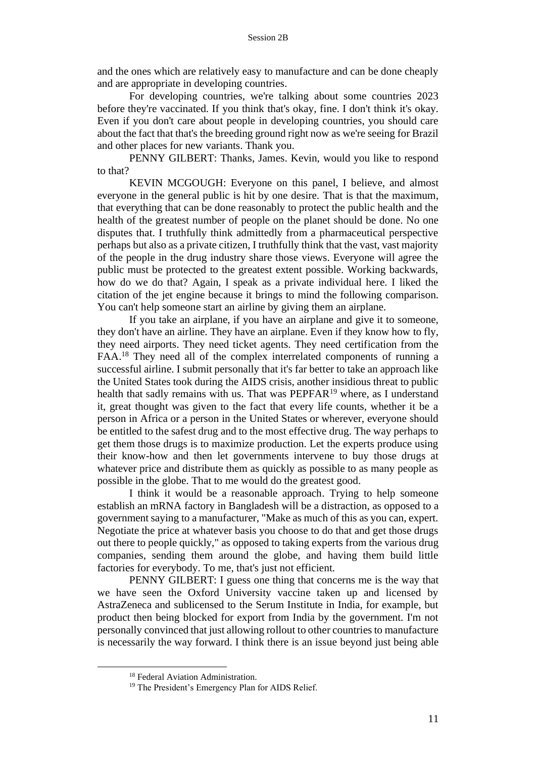and the ones which are relatively easy to manufacture and can be done cheaply and are appropriate in developing countries.

For developing countries, we're talking about some countries 2023 before they're vaccinated. If you think that's okay, fine. I don't think it's okay. Even if you don't care about people in developing countries, you should care about the fact that that's the breeding ground right now as we're seeing for Brazil and other places for new variants. Thank you.

PENNY GILBERT: Thanks, James. Kevin, would you like to respond to that?

KEVIN MCGOUGH: Everyone on this panel, I believe, and almost everyone in the general public is hit by one desire. That is that the maximum, that everything that can be done reasonably to protect the public health and the health of the greatest number of people on the planet should be done. No one disputes that. I truthfully think admittedly from a pharmaceutical perspective perhaps but also as a private citizen, I truthfully think that the vast, vast majority of the people in the drug industry share those views. Everyone will agree the public must be protected to the greatest extent possible. Working backwards, how do we do that? Again, I speak as a private individual here. I liked the citation of the jet engine because it brings to mind the following comparison. You can't help someone start an airline by giving them an airplane.

If you take an airplane, if you have an airplane and give it to someone, they don't have an airline. They have an airplane. Even if they know how to fly, they need airports. They need ticket agents. They need certification from the FAA.[18] They need all of the complex interrelated components of running a successful airline. I submit personally that it's far better to take an approach like the United States took during the AIDS crisis, another insidious threat to public health that sadly remains with us. That was PEPFAR[19] where, as I understand it, great thought was given to the fact that every life counts, whether it be a person in Africa or a person in the United States or wherever, everyone should be entitled to the safest drug and to the most effective drug. The way perhaps to get them those drugs is to maximize production. Let the experts produce using their know-how and then let governments intervene to buy those drugs at whatever price and distribute them as quickly as possible to as many people as possible in the globe. That to me would do the greatest good.

I think it would be a reasonable approach. Trying to help someone establish an mRNA factory in Bangladesh will be a distraction, as opposed to a government saying to a manufacturer, "Make as much of this as you can, expert. Negotiate the price at whatever basis you choose to do that and get those drugs out there to people quickly," as opposed to taking experts from the various drug companies, sending them around the globe, and having them build little factories for everybody. To me, that's just not efficient.

PENNY GILBERT: I guess one thing that concerns me is the way that we have seen the Oxford University vaccine taken up and licensed by AstraZeneca and sublicensed to the Serum Institute in India, for example, but product then being blocked for export from India by the government. I'm not personally convinced that just allowing rollout to other countries to manufacture is necessarily the way forward. I think there is an issue beyond just being able

[18] Federal Aviation Administration.

[19] The President's Emergency Plan for AIDS Relief.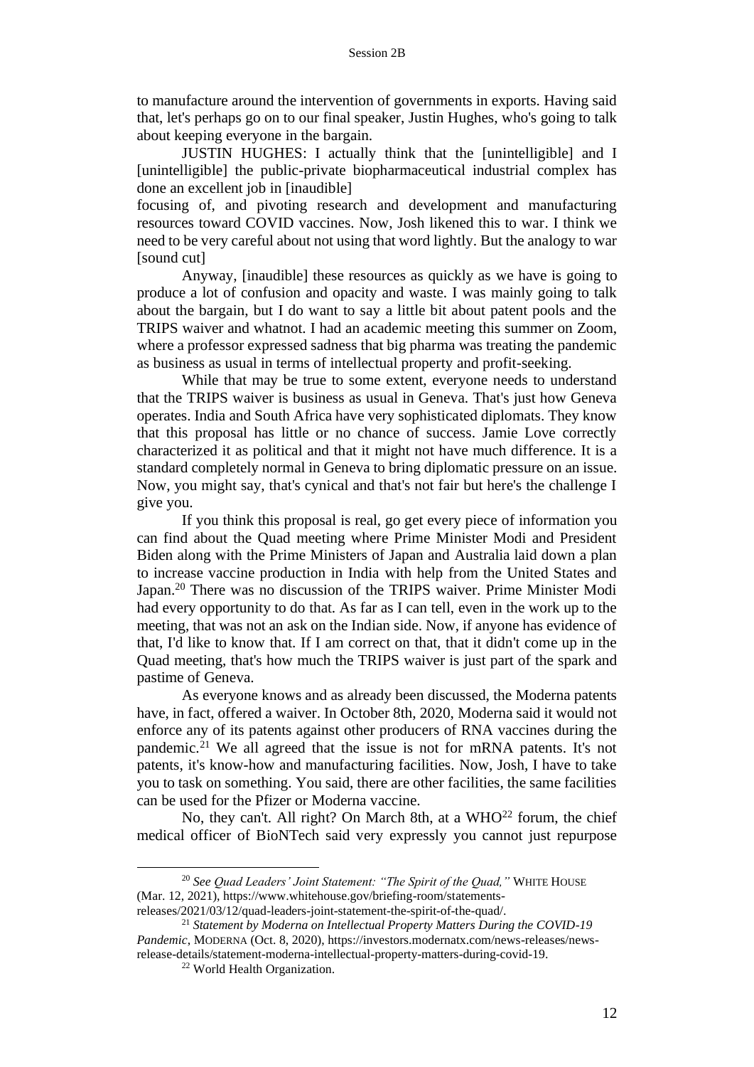to manufacture around the intervention of governments in exports. Having said that, let's perhaps go on to our final speaker, Justin Hughes, who's going to talk about keeping everyone in the bargain.

JUSTIN HUGHES: I actually think that the [unintelligible] and I [unintelligible] the public-private biopharmaceutical industrial complex has done an excellent job in [inaudible]
focusing of, and pivoting research and development and manufacturing resources toward COVID vaccines. Now, Josh likened this to war. I think we need to be very careful about not using that word lightly. But the analogy to war [sound cut]

Anyway, [inaudible] these resources as quickly as we have is going to produce a lot of confusion and opacity and waste. I was mainly going to talk about the bargain, but I do want to say a little bit about patent pools and the TRIPS waiver and whatnot. I had an academic meeting this summer on Zoom, where a professor expressed sadness that big pharma was treating the pandemic as business as usual in terms of intellectual property and profit-seeking.

While that may be true to some extent, everyone needs to understand that the TRIPS waiver is business as usual in Geneva. That's just how Geneva operates. India and South Africa have very sophisticated diplomats. They know that this proposal has little or no chance of success. Jamie Love correctly characterized it as political and that it might not have much difference. It is a standard completely normal in Geneva to bring diplomatic pressure on an issue. Now, you might say, that's cynical and that's not fair but here's the challenge I give you.

If you think this proposal is real, go get every piece of information you can find about the Quad meeting where Prime Minister Modi and President Biden along with the Prime Ministers of Japan and Australia laid down a plan to increase vaccine production in India with help from the United States and Japan.[20] There was no discussion of the TRIPS waiver. Prime Minister Modi had every opportunity to do that. As far as I can tell, even in the work up to the meeting, that was not an ask on the Indian side. Now, if anyone has evidence of that, I'd like to know that. If I am correct on that, that it didn't come up in the Quad meeting, that's how much the TRIPS waiver is just part of the spark and pastime of Geneva.

As everyone knows and as already been discussed, the Moderna patents have, in fact, offered a waiver. In October 8th, 2020, Moderna said it would not enforce any of its patents against other producers of RNA vaccines during the pandemic.[21] We all agreed that the issue is not for mRNA patents. It's not patents, it's know-how and manufacturing facilities. Now, Josh, I have to take you to task on something. You said, there are other facilities, the same facilities can be used for the Pfizer or Moderna vaccine.

No, they can't. All right? On March 8th, at a WHO[22] forum, the chief medical officer of BioNTech said very expressly you cannot just repurpose

---

[20] *See Quad Leaders' Joint Statement: "The Spirit of the Quad,"* WHITE HOUSE (Mar. 12, 2021), https://www.whitehouse.gov/briefing-room/statements-releases/2021/03/12/quad-leaders-joint-statement-the-spirit-of-the-quad/.

[21] *Statement by Moderna on Intellectual Property Matters During the COVID-19 Pandemic*, MODERNA (Oct. 8, 2020), https://investors.modernatx.com/news-releases/news-release-details/statement-moderna-intellectual-property-matters-during-covid-19.

[22] World Health Organization.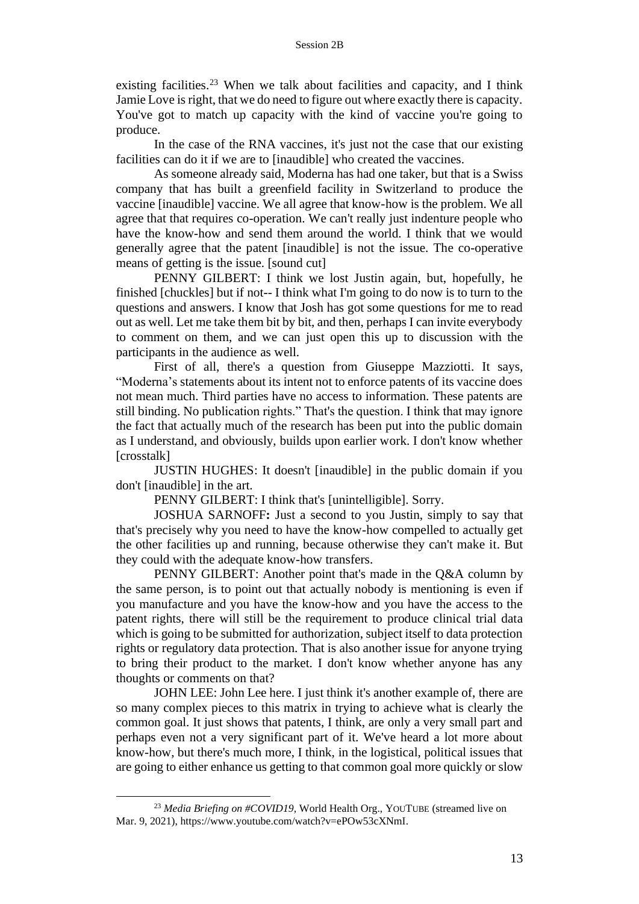existing facilities.[23] When we talk about facilities and capacity, and I think Jamie Love is right, that we do need to figure out where exactly there is capacity. You've got to match up capacity with the kind of vaccine you're going to produce.

In the case of the RNA vaccines, it's just not the case that our existing facilities can do it if we are to [inaudible] who created the vaccines.

As someone already said, Moderna has had one taker, but that is a Swiss company that has built a greenfield facility in Switzerland to produce the vaccine [inaudible] vaccine. We all agree that know-how is the problem. We all agree that that requires co-operation. We can't really just indenture people who have the know-how and send them around the world. I think that we would generally agree that the patent [inaudible] is not the issue. The co-operative means of getting is the issue. [sound cut]

PENNY GILBERT: I think we lost Justin again, but, hopefully, he finished [chuckles] but if not-- I think what I'm going to do now is to turn to the questions and answers. I know that Josh has got some questions for me to read out as well. Let me take them bit by bit, and then, perhaps I can invite everybody to comment on them, and we can just open this up to discussion with the participants in the audience as well.

First of all, there's a question from Giuseppe Mazziotti. It says, "Moderna's statements about its intent not to enforce patents of its vaccine does not mean much. Third parties have no access to information. These patents are still binding. No publication rights." That's the question. I think that may ignore the fact that actually much of the research has been put into the public domain as I understand, and obviously, builds upon earlier work. I don't know whether [crosstalk]

JUSTIN HUGHES: It doesn't [inaudible] in the public domain if you don't [inaudible] in the art.

PENNY GILBERT: I think that's [unintelligible]. Sorry.

JOSHUA SARNOFF**:** Just a second to you Justin, simply to say that that's precisely why you need to have the know-how compelled to actually get the other facilities up and running, because otherwise they can't make it. But they could with the adequate know-how transfers.

PENNY GILBERT: Another point that's made in the Q&A column by the same person, is to point out that actually nobody is mentioning is even if you manufacture and you have the know-how and you have the access to the patent rights, there will still be the requirement to produce clinical trial data which is going to be submitted for authorization, subject itself to data protection rights or regulatory data protection. That is also another issue for anyone trying to bring their product to the market. I don't know whether anyone has any thoughts or comments on that?

JOHN LEE: John Lee here. I just think it's another example of, there are so many complex pieces to this matrix in trying to achieve what is clearly the common goal. It just shows that patents, I think, are only a very small part and perhaps even not a very significant part of it. We've heard a lot more about know-how, but there's much more, I think, in the logistical, political issues that are going to either enhance us getting to that common goal more quickly or slow

---

[23] *Media Briefing on #COVID19*, World Health Org., YOUTUBE (streamed live on Mar. 9, 2021), https://www.youtube.com/watch?v=ePOw53cXNmI.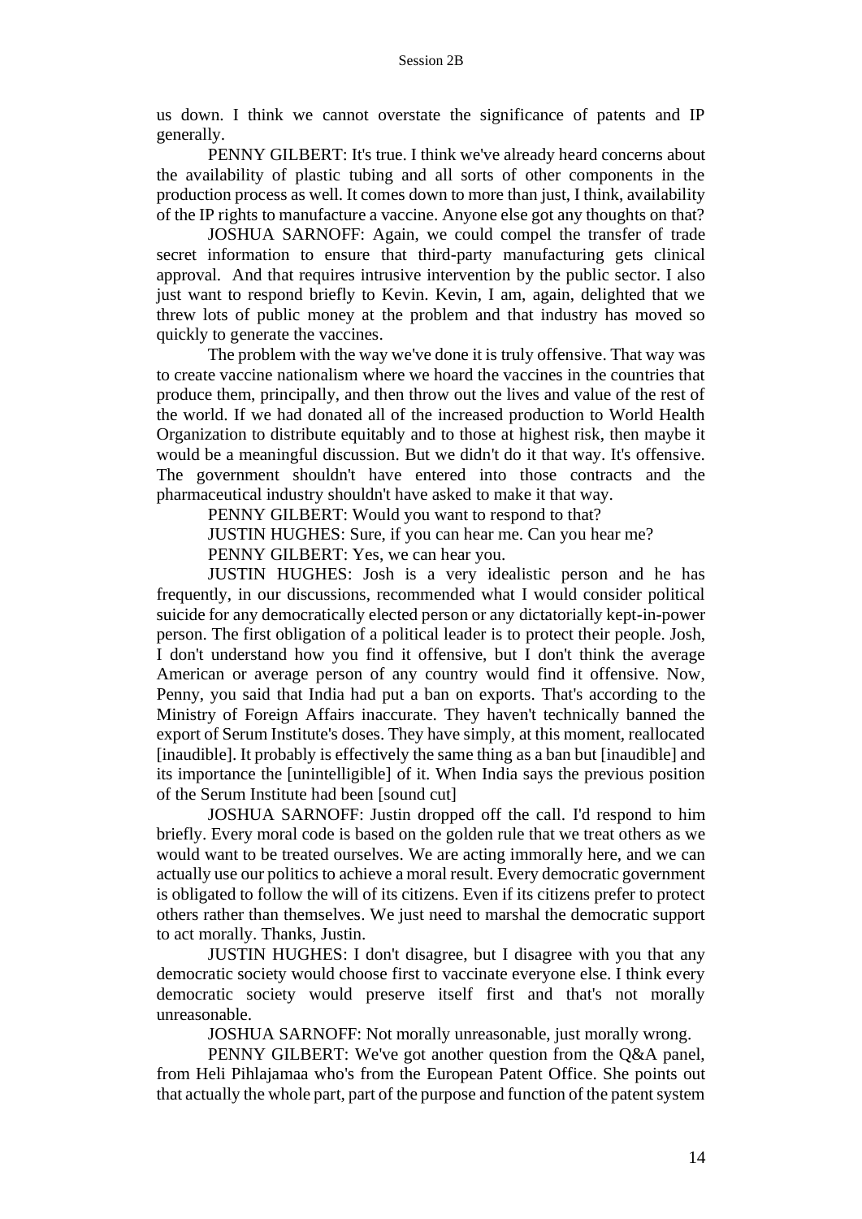us down. I think we cannot overstate the significance of patents and IP generally.

PENNY GILBERT: It's true. I think we've already heard concerns about the availability of plastic tubing and all sorts of other components in the production process as well. It comes down to more than just, I think, availability of the IP rights to manufacture a vaccine. Anyone else got any thoughts on that?

JOSHUA SARNOFF: Again, we could compel the transfer of trade secret information to ensure that third-party manufacturing gets clinical approval. And that requires intrusive intervention by the public sector. I also just want to respond briefly to Kevin. Kevin, I am, again, delighted that we threw lots of public money at the problem and that industry has moved so quickly to generate the vaccines.

The problem with the way we've done it is truly offensive. That way was to create vaccine nationalism where we hoard the vaccines in the countries that produce them, principally, and then throw out the lives and value of the rest of the world. If we had donated all of the increased production to World Health Organization to distribute equitably and to those at highest risk, then maybe it would be a meaningful discussion. But we didn't do it that way. It's offensive. The government shouldn't have entered into those contracts and the pharmaceutical industry shouldn't have asked to make it that way.

PENNY GILBERT: Would you want to respond to that?

JUSTIN HUGHES: Sure, if you can hear me. Can you hear me?

PENNY GILBERT: Yes, we can hear you.

JUSTIN HUGHES: Josh is a very idealistic person and he has frequently, in our discussions, recommended what I would consider political suicide for any democratically elected person or any dictatorially kept-in-power person. The first obligation of a political leader is to protect their people. Josh, I don't understand how you find it offensive, but I don't think the average American or average person of any country would find it offensive. Now, Penny, you said that India had put a ban on exports. That's according to the Ministry of Foreign Affairs inaccurate. They haven't technically banned the export of Serum Institute's doses. They have simply, at this moment, reallocated [inaudible]. It probably is effectively the same thing as a ban but [inaudible] and its importance the [unintelligible] of it. When India says the previous position of the Serum Institute had been [sound cut]

JOSHUA SARNOFF: Justin dropped off the call. I'd respond to him briefly. Every moral code is based on the golden rule that we treat others as we would want to be treated ourselves. We are acting immorally here, and we can actually use our politics to achieve a moral result. Every democratic government is obligated to follow the will of its citizens. Even if its citizens prefer to protect others rather than themselves. We just need to marshal the democratic support to act morally. Thanks, Justin.

JUSTIN HUGHES: I don't disagree, but I disagree with you that any democratic society would choose first to vaccinate everyone else. I think every democratic society would preserve itself first and that's not morally unreasonable.

JOSHUA SARNOFF: Not morally unreasonable, just morally wrong.

PENNY GILBERT: We've got another question from the Q&A panel, from Heli Pihlajamaa who's from the European Patent Office. She points out that actually the whole part, part of the purpose and function of the patent system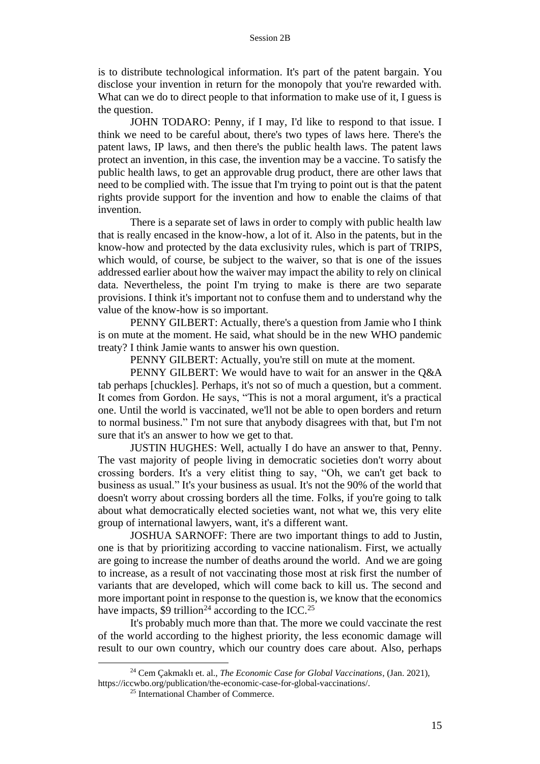is to distribute technological information. It's part of the patent bargain. You disclose your invention in return for the monopoly that you're rewarded with. What can we do to direct people to that information to make use of it, I guess is the question.

JOHN TODARO: Penny, if I may, I'd like to respond to that issue. I think we need to be careful about, there's two types of laws here. There's the patent laws, IP laws, and then there's the public health laws. The patent laws protect an invention, in this case, the invention may be a vaccine. To satisfy the public health laws, to get an approvable drug product, there are other laws that need to be complied with. The issue that I'm trying to point out is that the patent rights provide support for the invention and how to enable the claims of that invention.

There is a separate set of laws in order to comply with public health law that is really encased in the know-how, a lot of it. Also in the patents, but in the know-how and protected by the data exclusivity rules, which is part of TRIPS, which would, of course, be subject to the waiver, so that is one of the issues addressed earlier about how the waiver may impact the ability to rely on clinical data. Nevertheless, the point I'm trying to make is there are two separate provisions. I think it's important not to confuse them and to understand why the value of the know-how is so important.

PENNY GILBERT: Actually, there's a question from Jamie who I think is on mute at the moment. He said, what should be in the new WHO pandemic treaty? I think Jamie wants to answer his own question.

PENNY GILBERT: Actually, you're still on mute at the moment.

PENNY GILBERT: We would have to wait for an answer in the Q&A tab perhaps [chuckles]. Perhaps, it's not so of much a question, but a comment. It comes from Gordon. He says, "This is not a moral argument, it's a practical one. Until the world is vaccinated, we'll not be able to open borders and return to normal business." I'm not sure that anybody disagrees with that, but I'm not sure that it's an answer to how we get to that.

JUSTIN HUGHES: Well, actually I do have an answer to that, Penny. The vast majority of people living in democratic societies don't worry about crossing borders. It's a very elitist thing to say, "Oh, we can't get back to business as usual." It's your business as usual. It's not the 90% of the world that doesn't worry about crossing borders all the time. Folks, if you're going to talk about what democratically elected societies want, not what we, this very elite group of international lawyers, want, it's a different want.

JOSHUA SARNOFF: There are two important things to add to Justin, one is that by prioritizing according to vaccine nationalism. First, we actually are going to increase the number of deaths around the world. And we are going to increase, as a result of not vaccinating those most at risk first the number of variants that are developed, which will come back to kill us. The second and more important point in response to the question is, we know that the economics have impacts, $9 trillion[24] according to the ICC.[25]

It's probably much more than that. The more we could vaccinate the rest of the world according to the highest priority, the less economic damage will result to our own country, which our country does care about. Also, perhaps

---

[24] Cem Çakmaklı et. al., *The Economic Case for Global Vaccinations*, (Jan. 2021), https://iccwbo.org/publication/the-economic-case-for-global-vaccinations/.

[25] International Chamber of Commerce.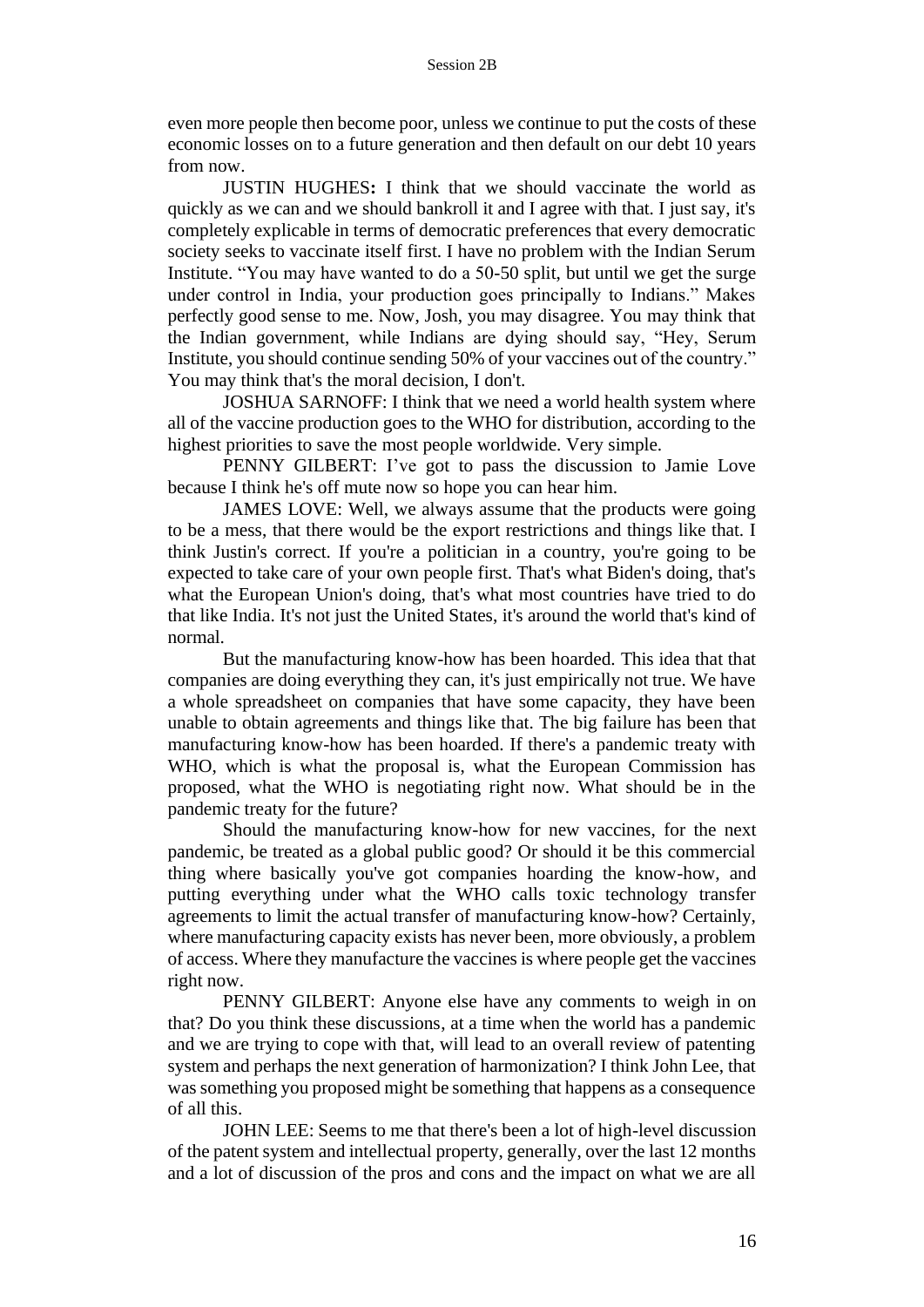even more people then become poor, unless we continue to put the costs of these economic losses on to a future generation and then default on our debt 10 years from now.

JUSTIN HUGHES**:** I think that we should vaccinate the world as quickly as we can and we should bankroll it and I agree with that. I just say, it's completely explicable in terms of democratic preferences that every democratic society seeks to vaccinate itself first. I have no problem with the Indian Serum Institute. "You may have wanted to do a 50-50 split, but until we get the surge under control in India, your production goes principally to Indians." Makes perfectly good sense to me. Now, Josh, you may disagree. You may think that the Indian government, while Indians are dying should say, "Hey, Serum Institute, you should continue sending 50% of your vaccines out of the country." You may think that's the moral decision, I don't.

JOSHUA SARNOFF: I think that we need a world health system where all of the vaccine production goes to the WHO for distribution, according to the highest priorities to save the most people worldwide. Very simple.

PENNY GILBERT: I've got to pass the discussion to Jamie Love because I think he's off mute now so hope you can hear him.

JAMES LOVE: Well, we always assume that the products were going to be a mess, that there would be the export restrictions and things like that. I think Justin's correct. If you're a politician in a country, you're going to be expected to take care of your own people first. That's what Biden's doing, that's what the European Union's doing, that's what most countries have tried to do that like India. It's not just the United States, it's around the world that's kind of normal.

But the manufacturing know-how has been hoarded. This idea that that companies are doing everything they can, it's just empirically not true. We have a whole spreadsheet on companies that have some capacity, they have been unable to obtain agreements and things like that. The big failure has been that manufacturing know-how has been hoarded. If there's a pandemic treaty with WHO, which is what the proposal is, what the European Commission has proposed, what the WHO is negotiating right now. What should be in the pandemic treaty for the future?

Should the manufacturing know-how for new vaccines, for the next pandemic, be treated as a global public good? Or should it be this commercial thing where basically you've got companies hoarding the know-how, and putting everything under what the WHO calls toxic technology transfer agreements to limit the actual transfer of manufacturing know-how? Certainly, where manufacturing capacity exists has never been, more obviously, a problem of access. Where they manufacture the vaccines is where people get the vaccines right now.

PENNY GILBERT: Anyone else have any comments to weigh in on that? Do you think these discussions, at a time when the world has a pandemic and we are trying to cope with that, will lead to an overall review of patenting system and perhaps the next generation of harmonization? I think John Lee, that was something you proposed might be something that happens as a consequence of all this.

JOHN LEE: Seems to me that there's been a lot of high-level discussion of the patent system and intellectual property, generally, over the last 12 months and a lot of discussion of the pros and cons and the impact on what we are all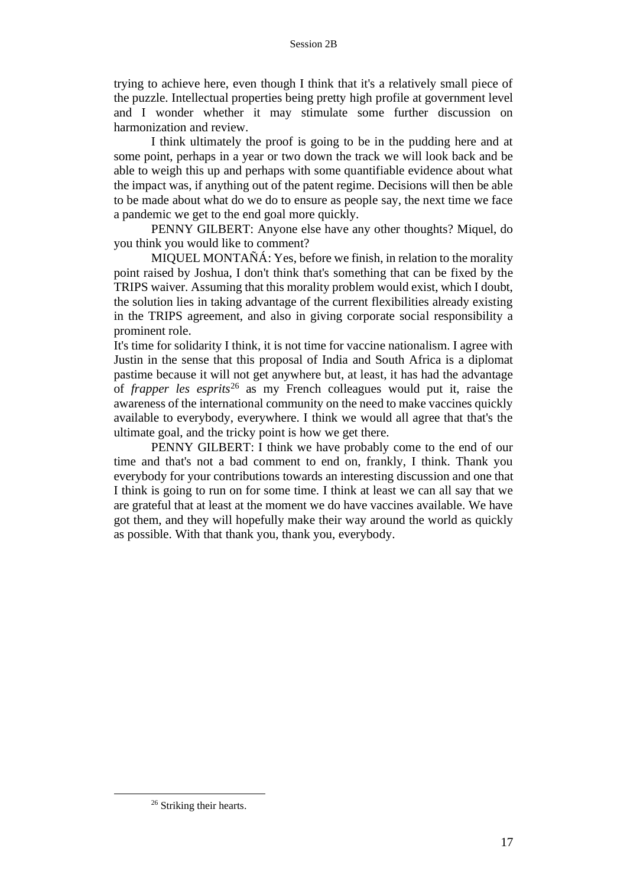trying to achieve here, even though I think that it's a relatively small piece of the puzzle. Intellectual properties being pretty high profile at government level and I wonder whether it may stimulate some further discussion on harmonization and review.

I think ultimately the proof is going to be in the pudding here and at some point, perhaps in a year or two down the track we will look back and be able to weigh this up and perhaps with some quantifiable evidence about what the impact was, if anything out of the patent regime. Decisions will then be able to be made about what do we do to ensure as people say, the next time we face a pandemic we get to the end goal more quickly.

PENNY GILBERT: Anyone else have any other thoughts? Miquel, do you think you would like to comment?

MIQUEL MONTAÑÁ: Yes, before we finish, in relation to the morality point raised by Joshua, I don't think that's something that can be fixed by the TRIPS waiver. Assuming that this morality problem would exist, which I doubt, the solution lies in taking advantage of the current flexibilities already existing in the TRIPS agreement, and also in giving corporate social responsibility a prominent role.

It's time for solidarity I think, it is not time for vaccine nationalism. I agree with Justin in the sense that this proposal of India and South Africa is a diplomat pastime because it will not get anywhere but, at least, it has had the advantage of *frapper les esprits*[26] as my French colleagues would put it, raise the awareness of the international community on the need to make vaccines quickly available to everybody, everywhere. I think we would all agree that that's the ultimate goal, and the tricky point is how we get there.

PENNY GILBERT: I think we have probably come to the end of our time and that's not a bad comment to end on, frankly, I think. Thank you everybody for your contributions towards an interesting discussion and one that I think is going to run on for some time. I think at least we can all say that we are grateful that at least at the moment we do have vaccines available. We have got them, and they will hopefully make their way around the world as quickly as possible. With that thank you, thank you, everybody.

---

[26] Striking their hearts.